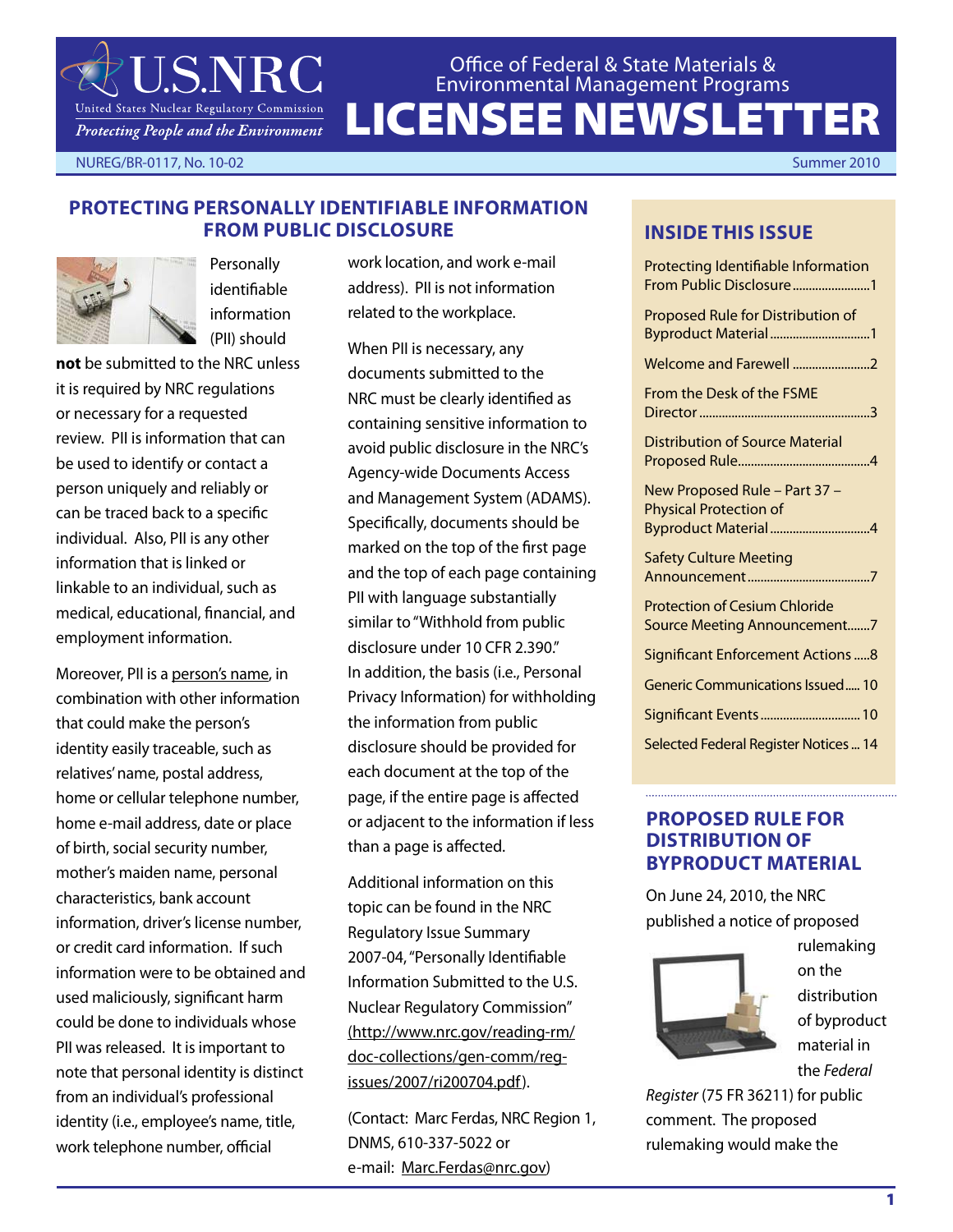# U.S.NRC

United States Nuclear Regulatory Commission

*Protecting People and the Environment*

Office of Federal & State Materials & Environmental Management Programs

# LICENSEE NEWSLETTER

NUREG/BR-0117, No. 10-02 Summer 2010

## PROTECTING PERSONALLY IDENTIFIABLE INFORMATION FROM PUBLIC DISCLOSURE

Personally identifiable information (PII) should **not** be submitted to the NRC unless it is required by NRC regulations or necessary for a requested review. PII is information that can be used to identify or contact a person uniquely and reliably or can be traced back to a specific individual. Also, PII is any other information that is linked or linkable to an individual, such as medical, educational, financial, and employment information.

Moreover, PII is a person's name, in combination with other information that could make the person's identity easily traceable, such as relatives' name, postal address, home or cellular telephone number, home e-mail address, date or place of birth, social security number, mother's maiden name, personal characteristics, bank account information, driver's license number, or credit card information. If such information were to be obtained and used maliciously, significant harm could be done to individuals whose PII was released. It is important to note that personal identity is distinct from an individual's professional identity (i.e., employee's name, title, work telephone number, official work location, and work e-mail address). PII is not information related to the workplace.

When PII is necessary, any documents submitted to the NRC must be clearly identified as containing sensitive information to avoid public disclosure in the NRC's Agency-wide Documents Access and Management System (ADAMS). Specifically, documents should be marked on the top of the first page and the top of each page containing PII with language substantially similar to "Withhold from public disclosure under 10 CFR 2.390." In addition, the basis (i.e., Personal Privacy Information) for withholding the information from public disclosure should be provided for each document at the top of the page, if the entire page is affected or adjacent to the information if less than a page is affected.

Additional information on this topic can be found in the NRC Regulatory Issue Summary 2007-04, "Personally Identifiable Information Submitted to the U.S. Nuclear Regulatory Commission" (http://www.nrc.gov/reading-rm/doc-collections/gen-comm/reg-issues/2007/ri200704.pdf).

(Contact: Marc Ferdas, NRC Region 1, DNMS, 610-337-5022 or e-mail: Marc.Ferdas@nrc.gov)

## INSIDE THIS ISSUE

- Protecting Identifiable Information From Public Disclosure ........ 1
- Proposed Rule for Distribution of Byproduct Material ........ 1
- Welcome and Farewell ........ 2
- From the Desk of the FSME Director ........ 3
- Distribution of Source Material Proposed Rule ........ 4
- New Proposed Rule – Part 37 – Physical Protection of Byproduct Material ........ 4
- Safety Culture Meeting Announcement ........ 7
- Protection of Cesium Chloride Source Meeting Announcement ........ 7
- Significant Enforcement Actions ........ 8
- Generic Communications Issued ........ 10
- Significant Events ........ 10
- Selected Federal Register Notices ........ 14

## PROPOSED RULE FOR DISTRIBUTION OF BYPRODUCT MATERIAL

On June 24, 2010, the NRC published a notice of proposed rulemaking on the distribution of byproduct material in the *Federal Register* (75 FR 36211) for public comment. The proposed rulemaking would make the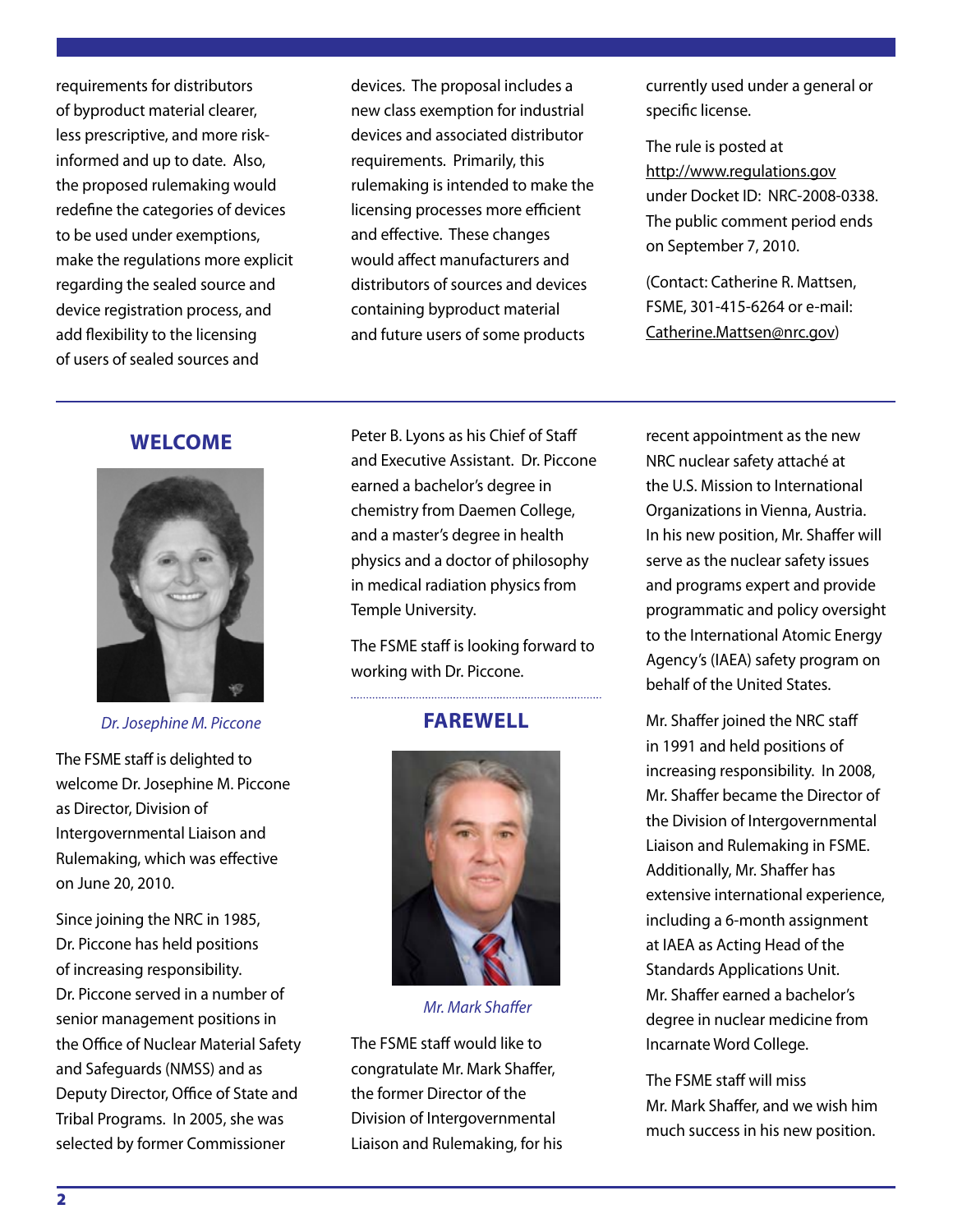requirements for distributors of byproduct material clearer, less prescriptive, and more risk-informed and up to date. Also, the proposed rulemaking would redefine the categories of devices to be used under exemptions, make the regulations more explicit regarding the sealed source and device registration process, and add flexibility to the licensing of users of sealed sources and devices. The proposal includes a new class exemption for industrial devices and associated distributor requirements. Primarily, this rulemaking is intended to make the licensing processes more efficient and effective. These changes would affect manufacturers and distributors of sources and devices containing byproduct material and future users of some products currently used under a general or specific license.

The rule is posted at http://www.regulations.gov under Docket ID: NRC-2008-0338. The public comment period ends on September 7, 2010.

(Contact: Catherine R. Mattsen, FSME, 301-415-6264 or e-mail: Catherine.Mattsen@nrc.gov)

## WELCOME

*Dr. Josephine M. Piccone*

The FSME staff is delighted to welcome Dr. Josephine M. Piccone as Director, Division of Intergovernmental Liaison and Rulemaking, which was effective on June 20, 2010.

Since joining the NRC in 1985, Dr. Piccone has held positions of increasing responsibility. Dr. Piccone served in a number of senior management positions in the Office of Nuclear Material Safety and Safeguards (NMSS) and as Deputy Director, Office of State and Tribal Programs. In 2005, she was selected by former Commissioner Peter B. Lyons as his Chief of Staff and Executive Assistant. Dr. Piccone earned a bachelor's degree in chemistry from Daemen College, and a master's degree in health physics and a doctor of philosophy in medical radiation physics from Temple University.

The FSME staff is looking forward to working with Dr. Piccone.

## FAREWELL

*Mr. Mark Shaffer*

The FSME staff would like to congratulate Mr. Mark Shaffer, the former Director of the Division of Intergovernmental Liaison and Rulemaking, for his recent appointment as the new NRC nuclear safety attaché at the U.S. Mission to International Organizations in Vienna, Austria. In his new position, Mr. Shaffer will serve as the nuclear safety issues and programs expert and provide programmatic and policy oversight to the International Atomic Energy Agency's (IAEA) safety program on behalf of the United States.

Mr. Shaffer joined the NRC staff in 1991 and held positions of increasing responsibility. In 2008, Mr. Shaffer became the Director of the Division of Intergovernmental Liaison and Rulemaking in FSME. Additionally, Mr. Shaffer has extensive international experience, including a 6-month assignment at IAEA as Acting Head of the Standards Applications Unit. Mr. Shaffer earned a bachelor's degree in nuclear medicine from Incarnate Word College.

The FSME staff will miss Mr. Mark Shaffer, and we wish him much success in his new position.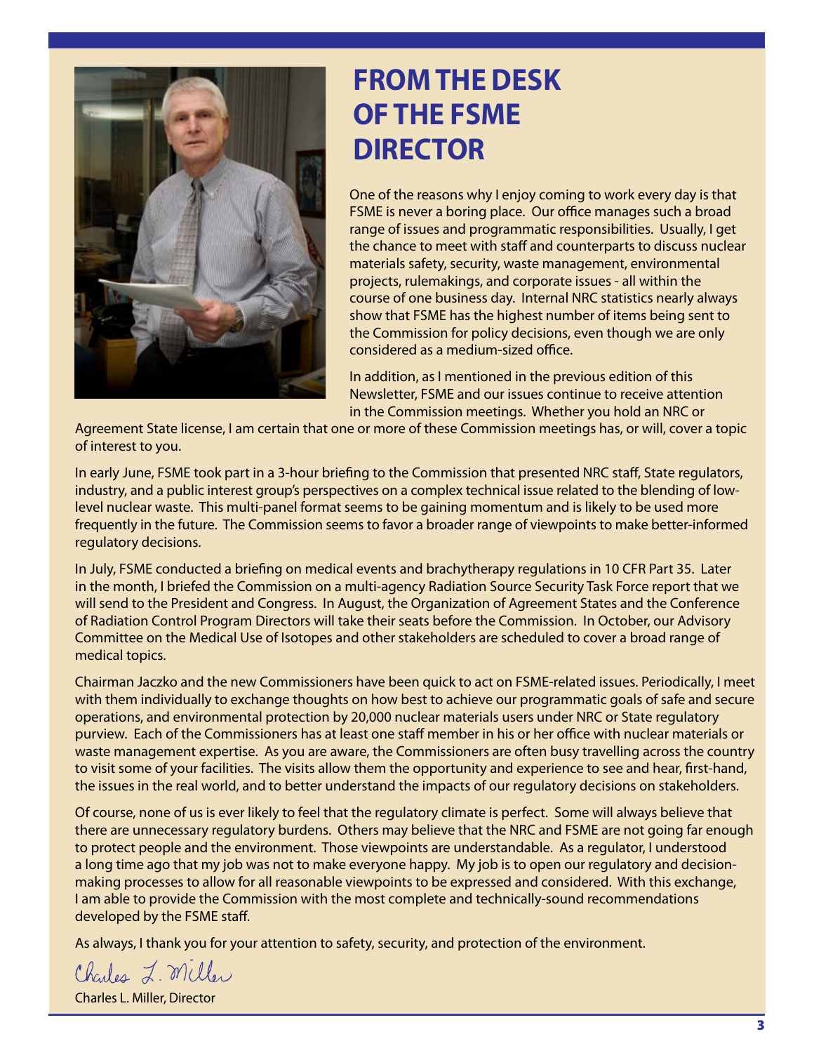# FROM THE DESK OF THE FSME DIRECTOR

One of the reasons why I enjoy coming to work every day is that FSME is never a boring place. Our office manages such a broad range of issues and programmatic responsibilities. Usually, I get the chance to meet with staff and counterparts to discuss nuclear materials safety, security, waste management, environmental projects, rulemakings, and corporate issues - all within the course of one business day. Internal NRC statistics nearly always show that FSME has the highest number of items being sent to the Commission for policy decisions, even though we are only considered as a medium-sized office.

In addition, as I mentioned in the previous edition of this Newsletter, FSME and our issues continue to receive attention in the Commission meetings. Whether you hold an NRC or Agreement State license, I am certain that one or more of these Commission meetings has, or will, cover a topic of interest to you.

In early June, FSME took part in a 3-hour briefing to the Commission that presented NRC staff, State regulators, industry, and a public interest group's perspectives on a complex technical issue related to the blending of low-level nuclear waste. This multi-panel format seems to be gaining momentum and is likely to be used more frequently in the future. The Commission seems to favor a broader range of viewpoints to make better-informed regulatory decisions.

In July, FSME conducted a briefing on medical events and brachytherapy regulations in 10 CFR Part 35. Later in the month, I briefed the Commission on a multi-agency Radiation Source Security Task Force report that we will send to the President and Congress. In August, the Organization of Agreement States and the Conference of Radiation Control Program Directors will take their seats before the Commission. In October, our Advisory Committee on the Medical Use of Isotopes and other stakeholders are scheduled to cover a broad range of medical topics.

Chairman Jaczko and the new Commissioners have been quick to act on FSME-related issues. Periodically, I meet with them individually to exchange thoughts on how best to achieve our programmatic goals of safe and secure operations, and environmental protection by 20,000 nuclear materials users under NRC or State regulatory purview. Each of the Commissioners has at least one staff member in his or her office with nuclear materials or waste management expertise. As you are aware, the Commissioners are often busy travelling across the country to visit some of your facilities. The visits allow them the opportunity and experience to see and hear, first-hand, the issues in the real world, and to better understand the impacts of our regulatory decisions on stakeholders.

Of course, none of us is ever likely to feel that the regulatory climate is perfect. Some will always believe that there are unnecessary regulatory burdens. Others may believe that the NRC and FSME are not going far enough to protect people and the environment. Those viewpoints are understandable. As a regulator, I understood a long time ago that my job was not to make everyone happy. My job is to open our regulatory and decision-making processes to allow for all reasonable viewpoints to be expressed and considered. With this exchange, I am able to provide the Commission with the most complete and technically-sound recommendations developed by the FSME staff.

As always, I thank you for your attention to safety, security, and protection of the environment.

*Charles L. Miller*

Charles L. Miller, Director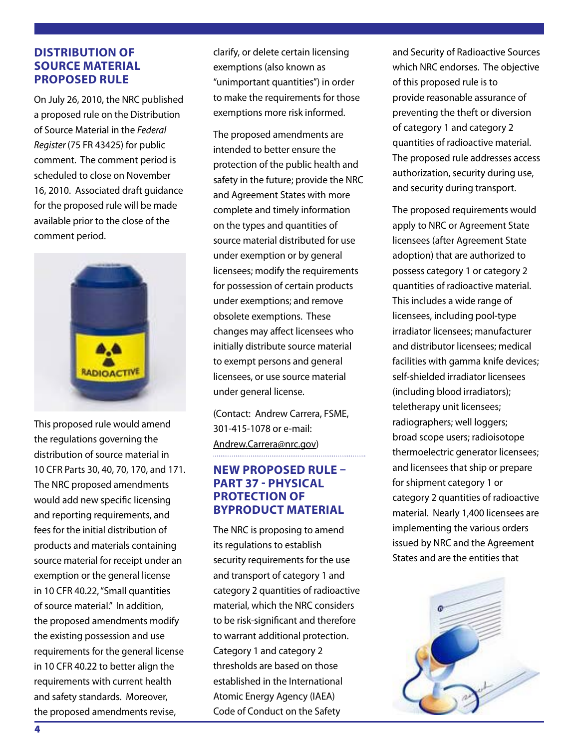## DISTRIBUTION OF SOURCE MATERIAL PROPOSED RULE

On July 26, 2010, the NRC published a proposed rule on the Distribution of Source Material in the *Federal Register* (75 FR 43425) for public comment. The comment period is scheduled to close on November 16, 2010. Associated draft guidance for the proposed rule will be made available prior to the close of the comment period.

This proposed rule would amend the regulations governing the distribution of source material in 10 CFR Parts 30, 40, 70, 170, and 171. The NRC proposed amendments would add new specific licensing and reporting requirements, and fees for the initial distribution of products and materials containing source material for receipt under an exemption or the general license in 10 CFR 40.22, "Small quantities of source material." In addition, the proposed amendments modify the existing possession and use requirements for the general license in 10 CFR 40.22 to better align the requirements with current health and safety standards. Moreover, the proposed amendments revise, clarify, or delete certain licensing exemptions (also known as "unimportant quantities") in order to make the requirements for those exemptions more risk informed.

The proposed amendments are intended to better ensure the protection of the public health and safety in the future; provide the NRC and Agreement States with more complete and timely information on the types and quantities of source material distributed for use under exemption or by general licensees; modify the requirements for possession of certain products under exemptions; and remove obsolete exemptions. These changes may affect licensees who initially distribute source material to exempt persons and general licensees, or use source material under general license.

(Contact: Andrew Carrera, FSME, 301-415-1078 or e-mail: Andrew.Carrera@nrc.gov)

## NEW PROPOSED RULE – PART 37 - PHYSICAL PROTECTION OF BYPRODUCT MATERIAL

The NRC is proposing to amend its regulations to establish security requirements for the use and transport of category 1 and category 2 quantities of radioactive material, which the NRC considers to be risk-significant and therefore to warrant additional protection. Category 1 and category 2 thresholds are based on those established in the International Atomic Energy Agency (IAEA) Code of Conduct on the Safety and Security of Radioactive Sources which NRC endorses. The objective of this proposed rule is to provide reasonable assurance of preventing the theft or diversion of category 1 and category 2 quantities of radioactive material. The proposed rule addresses access authorization, security during use, and security during transport.

The proposed requirements would apply to NRC or Agreement State licensees (after Agreement State adoption) that are authorized to possess category 1 or category 2 quantities of radioactive material. This includes a wide range of licensees, including pool-type irradiator licensees; manufacturer and distributor licensees; medical facilities with gamma knife devices; self-shielded irradiator licensees (including blood irradiators); teletherapy unit licensees; radiographers; well loggers; broad scope users; radioisotope thermoelectric generator licensees; and licensees that ship or prepare for shipment category 1 or category 2 quantities of radioactive material. Nearly 1,400 licensees are implementing the various orders issued by NRC and the Agreement States and are the entities that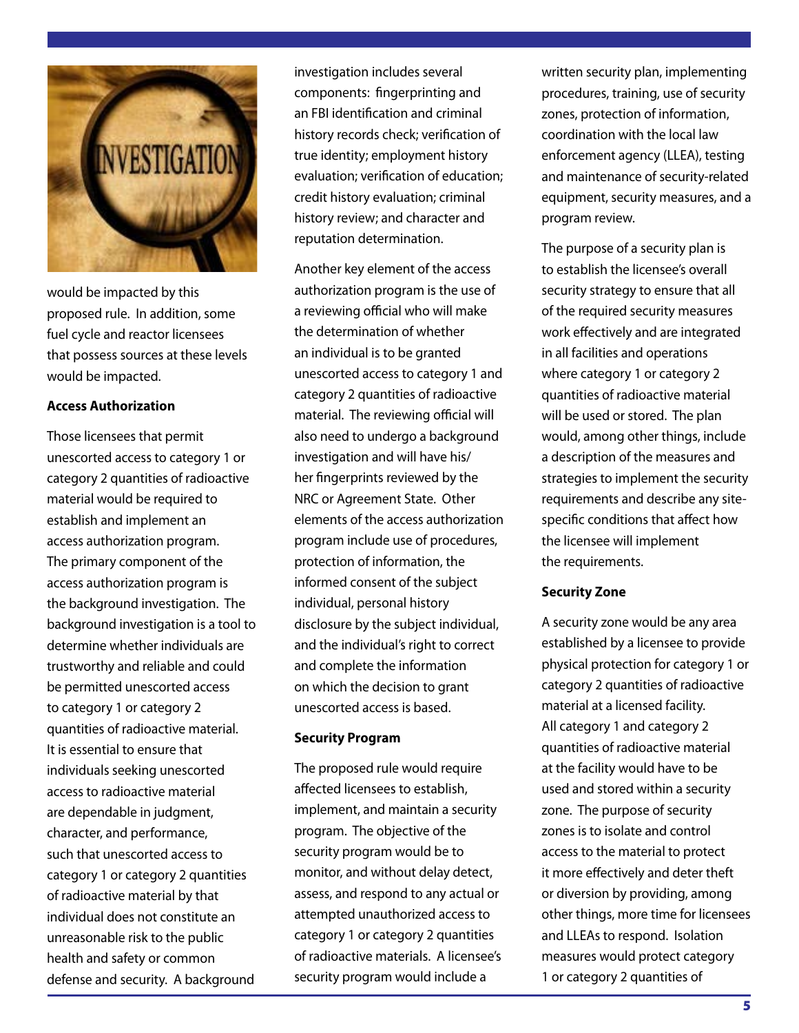would be impacted by this proposed rule. In addition, some fuel cycle and reactor licensees that possess sources at these levels would be impacted.

**Access Authorization**

Those licensees that permit unescorted access to category 1 or category 2 quantities of radioactive material would be required to establish and implement an access authorization program. The primary component of the access authorization program is the background investigation. The background investigation is a tool to determine whether individuals are trustworthy and reliable and could be permitted unescorted access to category 1 or category 2 quantities of radioactive material. It is essential to ensure that individuals seeking unescorted access to radioactive material are dependable in judgment, character, and performance, such that unescorted access to category 1 or category 2 quantities of radioactive material by that individual does not constitute an unreasonable risk to the public health and safety or common defense and security. A background investigation includes several components: fingerprinting and an FBI identification and criminal history records check; verification of true identity; employment history evaluation; verification of education; credit history evaluation; criminal history review; and character and reputation determination.

Another key element of the access authorization program is the use of a reviewing official who will make the determination of whether an individual is to be granted unescorted access to category 1 and category 2 quantities of radioactive material. The reviewing official will also need to undergo a background investigation and will have his/her fingerprints reviewed by the NRC or Agreement State. Other elements of the access authorization program include use of procedures, protection of information, the informed consent of the subject individual, personal history disclosure by the subject individual, and the individual's right to correct and complete the information on which the decision to grant unescorted access is based.

**Security Program**

The proposed rule would require affected licensees to establish, implement, and maintain a security program. The objective of the security program would be to monitor, and without delay detect, assess, and respond to any actual or attempted unauthorized access to category 1 or category 2 quantities of radioactive materials. A licensee's security program would include a written security plan, implementing procedures, training, use of security zones, protection of information, coordination with the local law enforcement agency (LLEA), testing and maintenance of security-related equipment, security measures, and a program review.

The purpose of a security plan is to establish the licensee's overall security strategy to ensure that all of the required security measures work effectively and are integrated in all facilities and operations where category 1 or category 2 quantities of radioactive material will be used or stored. The plan would, among other things, include a description of the measures and strategies to implement the security requirements and describe any site-specific conditions that affect how the licensee will implement the requirements.

**Security Zone**

A security zone would be any area established by a licensee to provide physical protection for category 1 or category 2 quantities of radioactive material at a licensed facility. All category 1 and category 2 quantities of radioactive material at the facility would have to be used and stored within a security zone. The purpose of security zones is to isolate and control access to the material to protect it more effectively and deter theft or diversion by providing, among other things, more time for licensees and LLEAs to respond. Isolation measures would protect category 1 or category 2 quantities of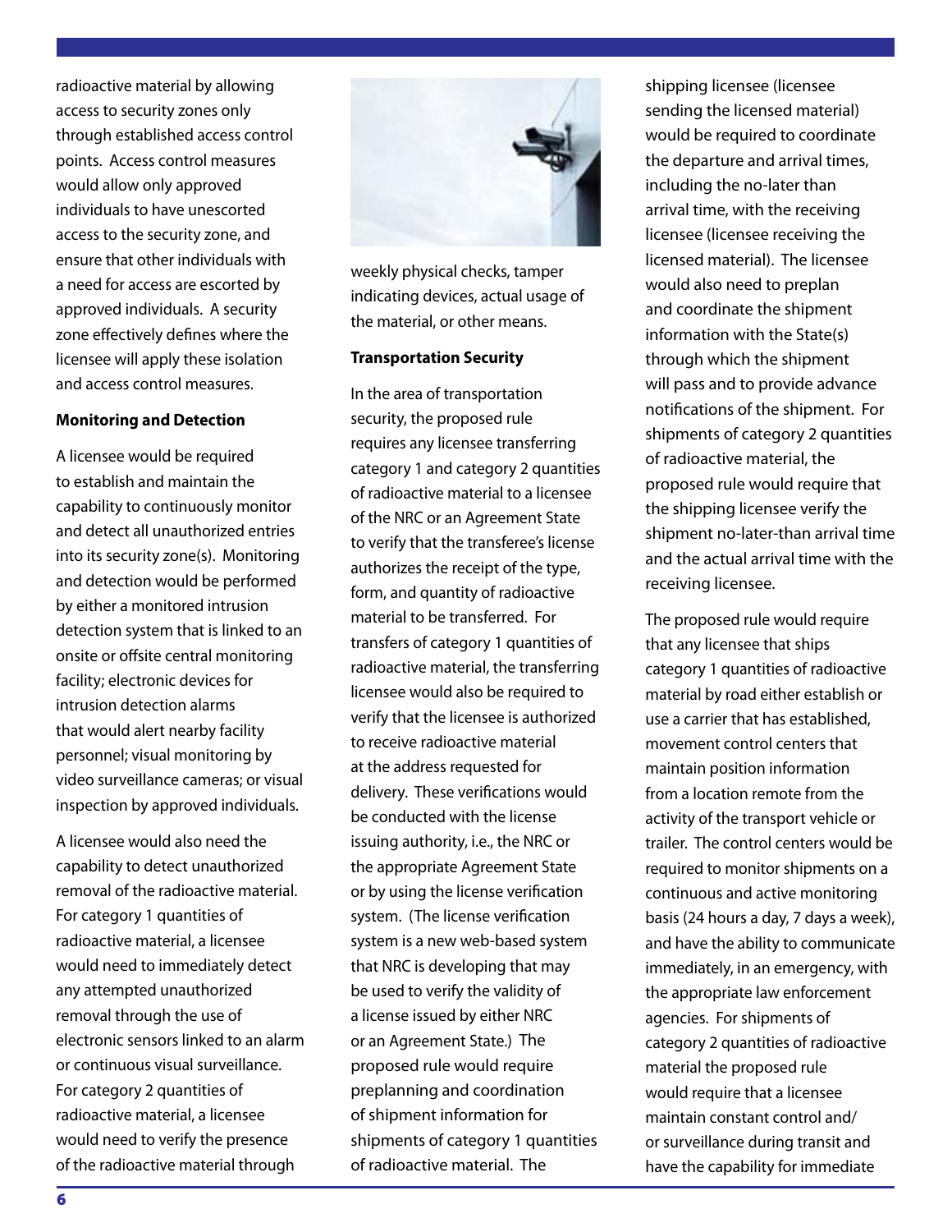radioactive material by allowing access to security zones only through established access control points. Access control measures would allow only approved individuals to have unescorted access to the security zone, and ensure that other individuals with a need for access are escorted by approved individuals. A security zone effectively defines where the licensee will apply these isolation and access control measures.

**Monitoring and Detection**

A licensee would be required to establish and maintain the capability to continuously monitor and detect all unauthorized entries into its security zone(s). Monitoring and detection would be performed by either a monitored intrusion detection system that is linked to an onsite or offsite central monitoring facility; electronic devices for intrusion detection alarms that would alert nearby facility personnel; visual monitoring by video surveillance cameras; or visual inspection by approved individuals.

A licensee would also need the capability to detect unauthorized removal of the radioactive material. For category 1 quantities of radioactive material, a licensee would need to immediately detect any attempted unauthorized removal through the use of electronic sensors linked to an alarm or continuous visual surveillance. For category 2 quantities of radioactive material, a licensee would need to verify the presence of the radioactive material through weekly physical checks, tamper indicating devices, actual usage of the material, or other means.

**Transportation Security**

In the area of transportation security, the proposed rule requires any licensee transferring category 1 and category 2 quantities of radioactive material to a licensee of the NRC or an Agreement State to verify that the transferee's license authorizes the receipt of the type, form, and quantity of radioactive material to be transferred. For transfers of category 1 quantities of radioactive material, the transferring licensee would also be required to verify that the licensee is authorized to receive radioactive material at the address requested for delivery. These verifications would be conducted with the license issuing authority, i.e., the NRC or the appropriate Agreement State or by using the license verification system. (The license verification system is a new web-based system that NRC is developing that may be used to verify the validity of a license issued by either NRC or an Agreement State.) The proposed rule would require preplanning and coordination of shipment information for shipments of category 1 quantities of radioactive material. The shipping licensee (licensee sending the licensed material) would be required to coordinate the departure and arrival times, including the no-later than arrival time, with the receiving licensee (licensee receiving the licensed material). The licensee would also need to preplan and coordinate the shipment information with the State(s) through which the shipment will pass and to provide advance notifications of the shipment. For shipments of category 2 quantities of radioactive material, the proposed rule would require that the shipping licensee verify the shipment no-later-than arrival time and the actual arrival time with the receiving licensee.

The proposed rule would require that any licensee that ships category 1 quantities of radioactive material by road either establish or use a carrier that has established, movement control centers that maintain position information from a location remote from the activity of the transport vehicle or trailer. The control centers would be required to monitor shipments on a continuous and active monitoring basis (24 hours a day, 7 days a week), and have the ability to communicate immediately, in an emergency, with the appropriate law enforcement agencies. For shipments of category 2 quantities of radioactive material the proposed rule would require that a licensee maintain constant control and/or surveillance during transit and have the capability for immediate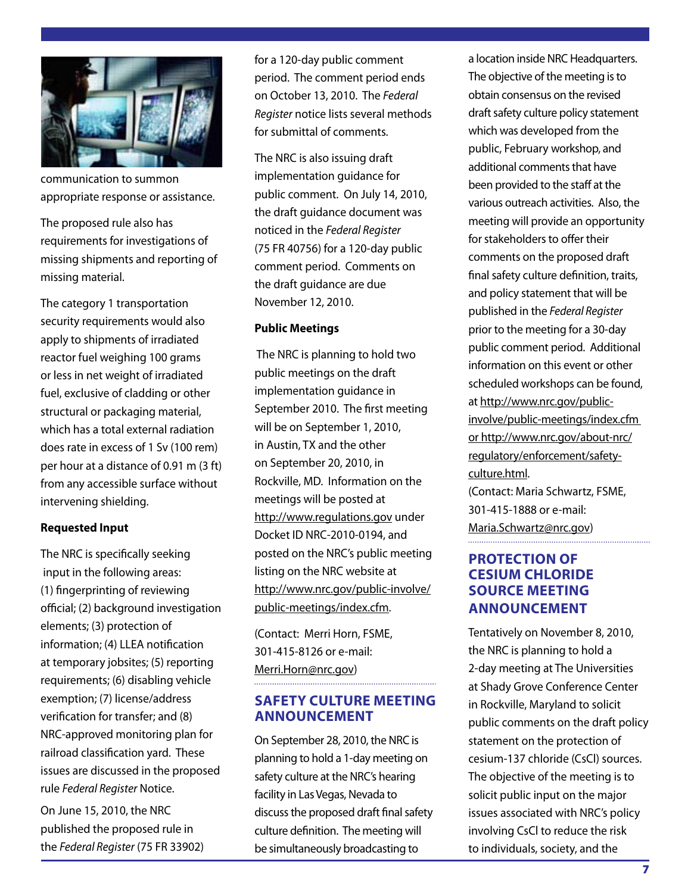communication to summon appropriate response or assistance.

The proposed rule also has requirements for investigations of missing shipments and reporting of missing material.

The category 1 transportation security requirements would also apply to shipments of irradiated reactor fuel weighing 100 grams or less in net weight of irradiated fuel, exclusive of cladding or other structural or packaging material, which has a total external radiation does rate in excess of 1 Sv (100 rem) per hour at a distance of 0.91 m (3 ft) from any accessible surface without intervening shielding.

**Requested Input**

The NRC is specifically seeking input in the following areas: (1) fingerprinting of reviewing official; (2) background investigation elements; (3) protection of information; (4) LLEA notification at temporary jobsites; (5) reporting requirements; (6) disabling vehicle exemption; (7) license/address verification for transfer; and (8) NRC-approved monitoring plan for railroad classification yard. These issues are discussed in the proposed rule *Federal Register* Notice.

On June 15, 2010, the NRC published the proposed rule in the *Federal Register* (75 FR 33902) for a 120-day public comment period. The comment period ends on October 13, 2010. The *Federal Register* notice lists several methods for submittal of comments.

The NRC is also issuing draft implementation guidance for public comment. On July 14, 2010, the draft guidance document was noticed in the *Federal Register* (75 FR 40756) for a 120-day public comment period. Comments on the draft guidance are due November 12, 2010.

**Public Meetings**

The NRC is planning to hold two public meetings on the draft implementation guidance in September 2010. The first meeting will be on September 1, 2010, in Austin, TX and the other on September 20, 2010, in Rockville, MD. Information on the meetings will be posted at http://www.regulations.gov under Docket ID NRC-2010-0194, and posted on the NRC's public meeting listing on the NRC website at http://www.nrc.gov/public-involve/public-meetings/index.cfm.

(Contact: Merri Horn, FSME, 301-415-8126 or e-mail: Merri.Horn@nrc.gov)

## SAFETY CULTURE MEETING ANNOUNCEMENT

On September 28, 2010, the NRC is planning to hold a 1-day meeting on safety culture at the NRC's hearing facility in Las Vegas, Nevada to discuss the proposed draft final safety culture definition. The meeting will be simultaneously broadcasting to a location inside NRC Headquarters. The objective of the meeting is to obtain consensus on the revised draft safety culture policy statement which was developed from the public, February workshop, and additional comments that have been provided to the staff at the various outreach activities. Also, the meeting will provide an opportunity for stakeholders to offer their comments on the proposed draft final safety culture definition, traits, and policy statement that will be published in the *Federal Register* prior to the meeting for a 30-day public comment period. Additional information on this event or other scheduled workshops can be found, at http://www.nrc.gov/public-involve/public-meetings/index.cfm or http://www.nrc.gov/about-nrc/regulatory/enforcement/safety-culture.html.

(Contact: Maria Schwartz, FSME, 301-415-1888 or e-mail: Maria.Schwartz@nrc.gov)

## PROTECTION OF CESIUM CHLORIDE SOURCE MEETING ANNOUNCEMENT

Tentatively on November 8, 2010, the NRC is planning to hold a 2-day meeting at The Universities at Shady Grove Conference Center in Rockville, Maryland to solicit public comments on the draft policy statement on the protection of cesium-137 chloride (CsCl) sources. The objective of the meeting is to solicit public input on the major issues associated with NRC's policy involving CsCl to reduce the risk to individuals, society, and the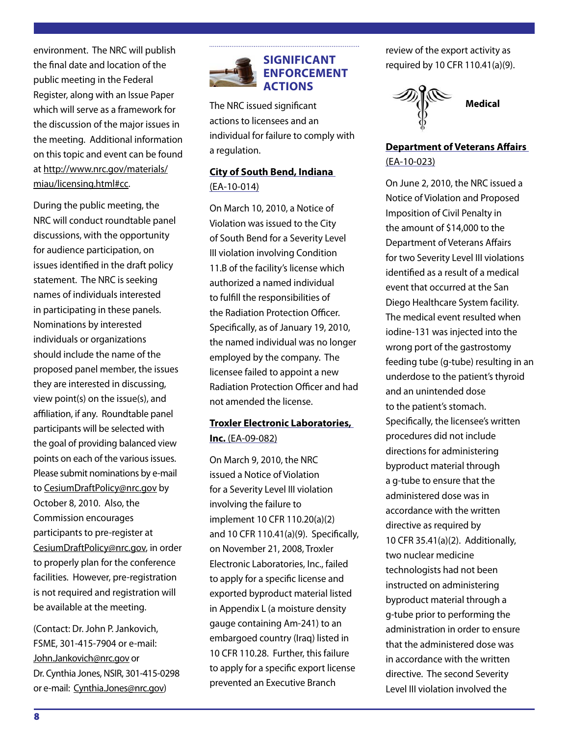environment. The NRC will publish the final date and location of the public meeting in the Federal Register, along with an Issue Paper which will serve as a framework for the discussion of the major issues in the meeting. Additional information on this topic and event can be found at http://www.nrc.gov/materials/miau/licensing.html#cc.

During the public meeting, the NRC will conduct roundtable panel discussions, with the opportunity for audience participation, on issues identified in the draft policy statement. The NRC is seeking names of individuals interested in participating in these panels. Nominations by interested individuals or organizations should include the name of the proposed panel member, the issues they are interested in discussing, view point(s) on the issue(s), and affiliation, if any. Roundtable panel participants will be selected with the goal of providing balanced view points on each of the various issues. Please submit nominations by e-mail to CesiumDraftPolicy@nrc.gov by October 8, 2010. Also, the Commission encourages participants to pre-register at CesiumDraftPolicy@nrc.gov, in order to properly plan for the conference facilities. However, pre-registration is not required and registration will be available at the meeting.

(Contact: Dr. John P. Jankovich, FSME, 301-415-7904 or e-mail: John.Jankovich@nrc.gov or Dr. Cynthia Jones, NSIR, 301-415-0298 or e-mail: Cynthia.Jones@nrc.gov)

## SIGNIFICANT ENFORCEMENT ACTIONS

The NRC issued significant actions to licensees and an individual for failure to comply with a regulation.

**City of South Bend, Indiana** (EA-10-014)

On March 10, 2010, a Notice of Violation was issued to the City of South Bend for a Severity Level III violation involving Condition 11.B of the facility's license which authorized a named individual to fulfill the responsibilities of the Radiation Protection Officer. Specifically, as of January 19, 2010, the named individual was no longer employed by the company. The licensee failed to appoint a new Radiation Protection Officer and had not amended the license.

**Troxler Electronic Laboratories, Inc.** (EA-09-082)

On March 9, 2010, the NRC issued a Notice of Violation for a Severity Level III violation involving the failure to implement 10 CFR 110.20(a)(2) and 10 CFR 110.41(a)(9). Specifically, on November 21, 2008, Troxler Electronic Laboratories, Inc., failed to apply for a specific license and exported byproduct material listed in Appendix L (a moisture density gauge containing Am-241) to an embargoed country (Iraq) listed in 10 CFR 110.28. Further, this failure to apply for a specific export license prevented an Executive Branch review of the export activity as required by 10 CFR 110.41(a)(9).

### Medical

**Department of Veterans Affairs** (EA-10-023)

On June 2, 2010, the NRC issued a Notice of Violation and Proposed Imposition of Civil Penalty in the amount of $14,000 to the Department of Veterans Affairs for two Severity Level III violations identified as a result of a medical event that occurred at the San Diego Healthcare System facility. The medical event resulted when iodine-131 was injected into the wrong port of the gastrostomy feeding tube (g-tube) resulting in an underdose to the patient's thyroid and an unintended dose to the patient's stomach. Specifically, the licensee's written procedures did not include directions for administering byproduct material through a g-tube to ensure that the administered dose was in accordance with the written directive as required by 10 CFR 35.41(a)(2). Additionally, two nuclear medicine technologists had not been instructed on administering byproduct material through a g-tube prior to performing the administration in order to ensure that the administered dose was in accordance with the written directive. The second Severity Level III violation involved the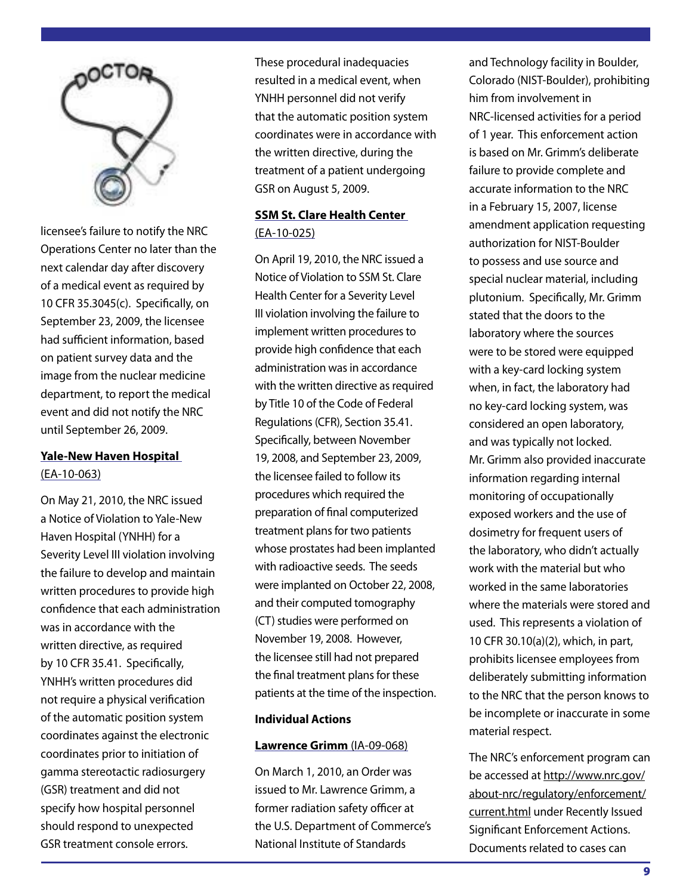licensee's failure to notify the NRC Operations Center no later than the next calendar day after discovery of a medical event as required by 10 CFR 35.3045(c). Specifically, on September 23, 2009, the licensee had sufficient information, based on patient survey data and the image from the nuclear medicine department, to report the medical event and did not notify the NRC until September 26, 2009.

**Yale-New Haven Hospital** (EA-10-063)

On May 21, 2010, the NRC issued a Notice of Violation to Yale-New Haven Hospital (YNHH) for a Severity Level III violation involving the failure to develop and maintain written procedures to provide high confidence that each administration was in accordance with the written directive, as required by 10 CFR 35.41. Specifically, YNHH's written procedures did not require a physical verification of the automatic position system coordinates against the electronic coordinates prior to initiation of gamma stereotactic radiosurgery (GSR) treatment and did not specify how hospital personnel should respond to unexpected GSR treatment console errors. These procedural inadequacies resulted in a medical event, when YNHH personnel did not verify that the automatic position system coordinates were in accordance with the written directive, during the treatment of a patient undergoing GSR on August 5, 2009.

**SSM St. Clare Health Center** (EA-10-025)

On April 19, 2010, the NRC issued a Notice of Violation to SSM St. Clare Health Center for a Severity Level III violation involving the failure to implement written procedures to provide high confidence that each administration was in accordance with the written directive as required by Title 10 of the Code of Federal Regulations (CFR), Section 35.41. Specifically, between November 19, 2008, and September 23, 2009, the licensee failed to follow its procedures which required the preparation of final computerized treatment plans for two patients whose prostates had been implanted with radioactive seeds. The seeds were implanted on October 22, 2008, and their computed tomography (CT) studies were performed on November 19, 2008. However, the licensee still had not prepared the final treatment plans for these patients at the time of the inspection.

**Individual Actions**

**Lawrence Grimm** (IA-09-068)

On March 1, 2010, an Order was issued to Mr. Lawrence Grimm, a former radiation safety officer at the U.S. Department of Commerce's National Institute of Standards and Technology facility in Boulder, Colorado (NIST-Boulder), prohibiting him from involvement in NRC-licensed activities for a period of 1 year. This enforcement action is based on Mr. Grimm's deliberate failure to provide complete and accurate information to the NRC in a February 15, 2007, license amendment application requesting authorization for NIST-Boulder to possess and use source and special nuclear material, including plutonium. Specifically, Mr. Grimm stated that the doors to the laboratory where the sources were to be stored were equipped with a key-card locking system when, in fact, the laboratory had no key-card locking system, was considered an open laboratory, and was typically not locked. Mr. Grimm also provided inaccurate information regarding internal monitoring of occupationally exposed workers and the use of dosimetry for frequent users of the laboratory, who didn't actually work with the material but who worked in the same laboratories where the materials were stored and used. This represents a violation of 10 CFR 30.10(a)(2), which, in part, prohibits licensee employees from deliberately submitting information to the NRC that the person knows to be incomplete or inaccurate in some material respect.

The NRC's enforcement program can be accessed at http://www.nrc.gov/about-nrc/regulatory/enforcement/current.html under Recently Issued Significant Enforcement Actions. Documents related to cases can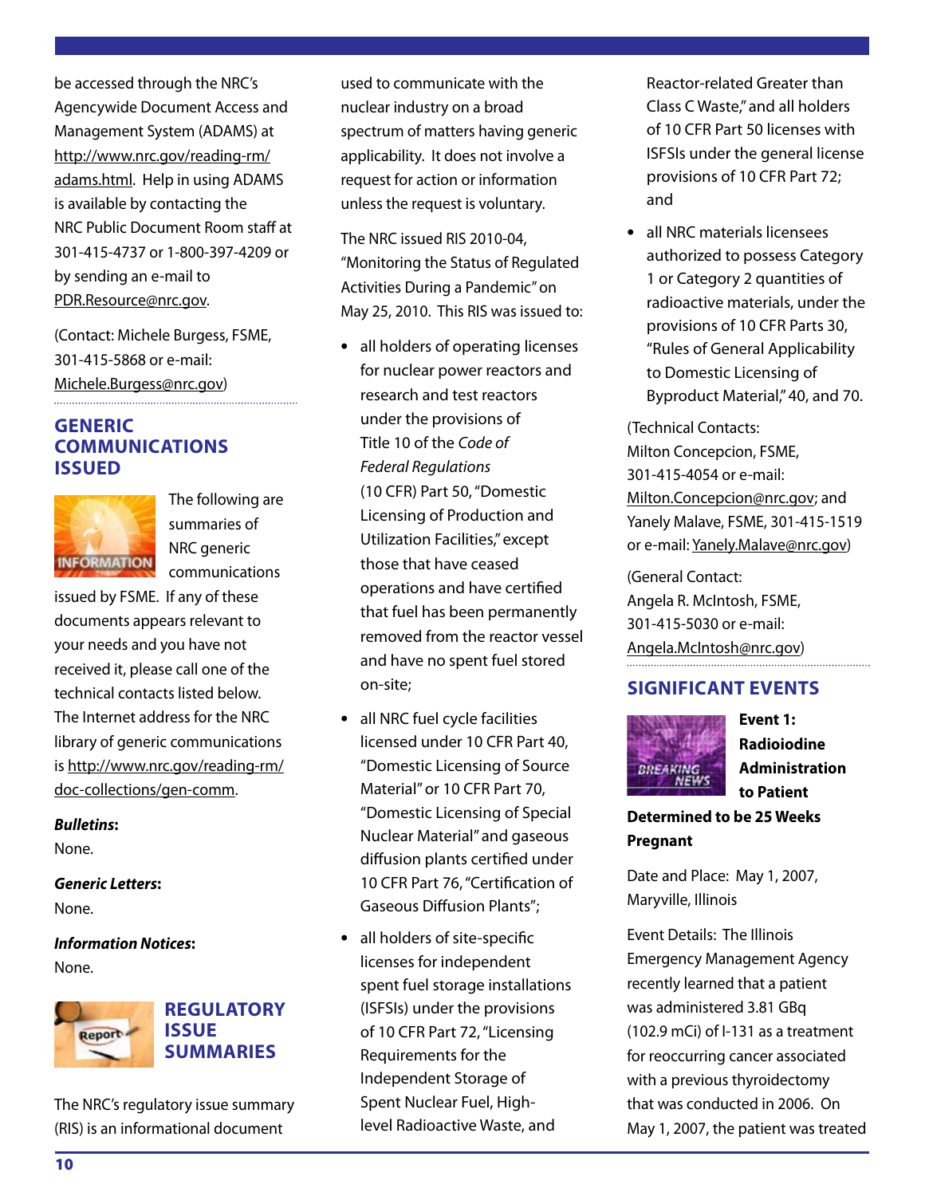be accessed through the NRC's Agencywide Document Access and Management System (ADAMS) at http://www.nrc.gov/reading-rm/adams.html. Help in using ADAMS is available by contacting the NRC Public Document Room staff at 301-415-4737 or 1-800-397-4209 or by sending an e-mail to PDR.Resource@nrc.gov.

(Contact: Michele Burgess, FSME, 301-415-5868 or e-mail: Michele.Burgess@nrc.gov)

## GENERIC COMMUNICATIONS ISSUED

The following are summaries of NRC generic communications issued by FSME. If any of these documents appears relevant to your needs and you have not received it, please call one of the technical contacts listed below. The Internet address for the NRC library of generic communications is http://www.nrc.gov/reading-rm/doc-collections/gen-comm.

***Bulletins*:**
None.

***Generic Letters*:**
None.

***Information Notices*:**
None.

## REGULATORY ISSUE SUMMARIES

The NRC's regulatory issue summary (RIS) is an informational document used to communicate with the nuclear industry on a broad spectrum of matters having generic applicability. It does not involve a request for action or information unless the request is voluntary.

The NRC issued RIS 2010-04, "Monitoring the Status of Regulated Activities During a Pandemic" on May 25, 2010. This RIS was issued to:

- all holders of operating licenses for nuclear power reactors and research and test reactors under the provisions of Title 10 of the *Code of Federal Regulations* (10 CFR) Part 50, "Domestic Licensing of Production and Utilization Facilities," except those that have ceased operations and have certified that fuel has been permanently removed from the reactor vessel and have no spent fuel stored on-site;
- all NRC fuel cycle facilities licensed under 10 CFR Part 40, "Domestic Licensing of Source Material" or 10 CFR Part 70, "Domestic Licensing of Special Nuclear Material" and gaseous diffusion plants certified under 10 CFR Part 76, "Certification of Gaseous Diffusion Plants";
- all holders of site-specific licenses for independent spent fuel storage installations (ISFSIs) under the provisions of 10 CFR Part 72, "Licensing Requirements for the Independent Storage of Spent Nuclear Fuel, High-level Radioactive Waste, and Reactor-related Greater than Class C Waste," and all holders of 10 CFR Part 50 licenses with ISFSIs under the general license provisions of 10 CFR Part 72; and
- all NRC materials licensees authorized to possess Category 1 or Category 2 quantities of radioactive materials, under the provisions of 10 CFR Parts 30, "Rules of General Applicability to Domestic Licensing of Byproduct Material," 40, and 70.

(Technical Contacts: Milton Concepcion, FSME, 301-415-4054 or e-mail: Milton.Concepcion@nrc.gov; and Yanely Malave, FSME, 301-415-1519 or e-mail: Yanely.Malave@nrc.gov)

(General Contact: Angela R. McIntosh, FSME, 301-415-5030 or e-mail: Angela.McIntosh@nrc.gov)

## SIGNIFICANT EVENTS

**Event 1: Radioiodine Administration to Patient Determined to be 25 Weeks Pregnant**

Date and Place: May 1, 2007, Maryville, Illinois

Event Details: The Illinois Emergency Management Agency recently learned that a patient was administered 3.81 GBq (102.9 mCi) of I-131 as a treatment for reoccurring cancer associated with a previous thyroidectomy that was conducted in 2006. On May 1, 2007, the patient was treated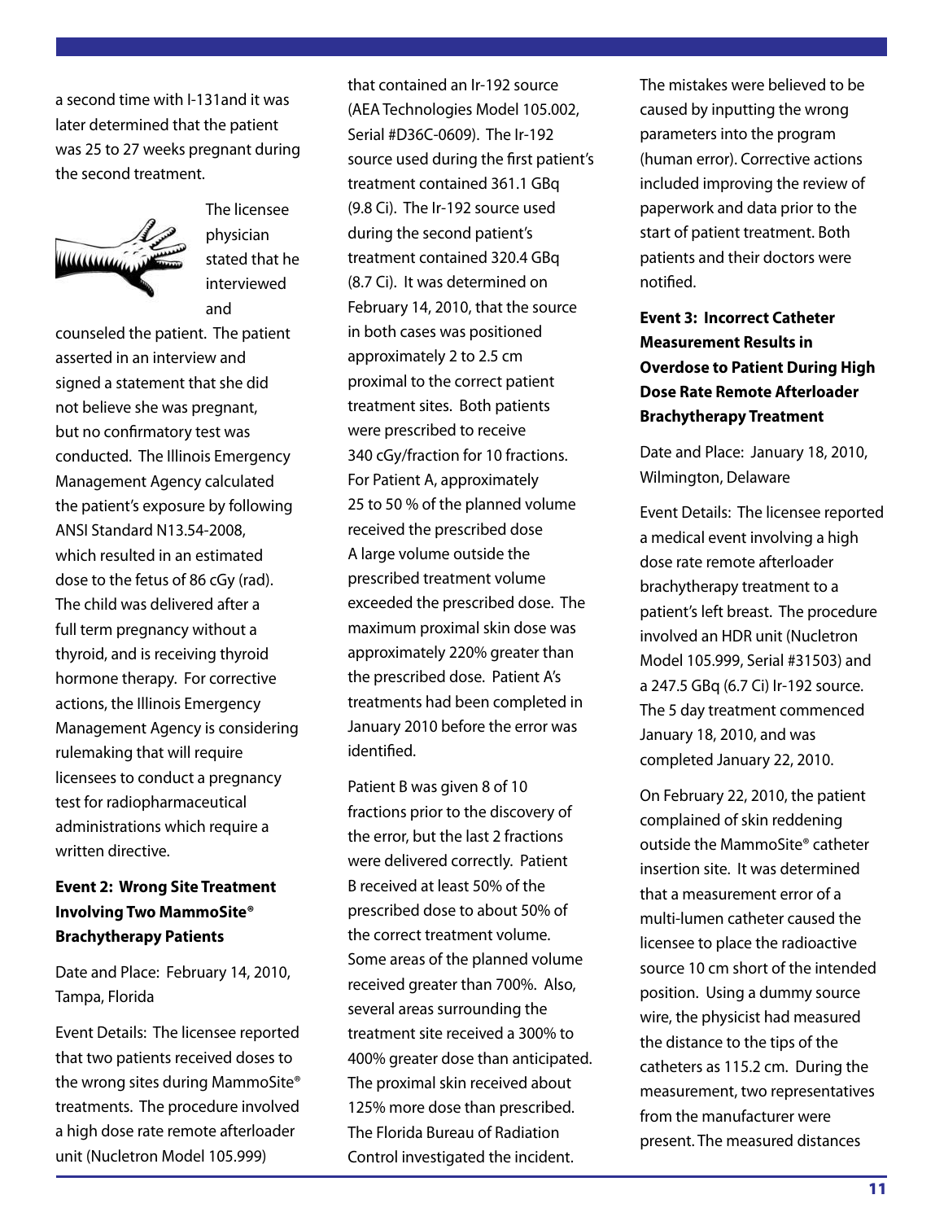a second time with I-131and it was later determined that the patient was 25 to 27 weeks pregnant during the second treatment.

The licensee physician stated that he interviewed and counseled the patient. The patient asserted in an interview and signed a statement that she did not believe she was pregnant, but no confirmatory test was conducted. The Illinois Emergency Management Agency calculated the patient's exposure by following ANSI Standard N13.54-2008, which resulted in an estimated dose to the fetus of 86 cGy (rad). The child was delivered after a full term pregnancy without a thyroid, and is receiving thyroid hormone therapy. For corrective actions, the Illinois Emergency Management Agency is considering rulemaking that will require licensees to conduct a pregnancy test for radiopharmaceutical administrations which require a written directive.

**Event 2: Wrong Site Treatment Involving Two MammoSite® Brachytherapy Patients**

Date and Place: February 14, 2010, Tampa, Florida

Event Details: The licensee reported that two patients received doses to the wrong sites during MammoSite® treatments. The procedure involved a high dose rate remote afterloader unit (Nucletron Model 105.999) that contained an Ir-192 source (AEA Technologies Model 105.002, Serial #D36C-0609). The Ir-192 source used during the first patient's treatment contained 361.1 GBq (9.8 Ci). The Ir-192 source used during the second patient's treatment contained 320.4 GBq (8.7 Ci). It was determined on February 14, 2010, that the source in both cases was positioned approximately 2 to 2.5 cm proximal to the correct patient treatment sites. Both patients were prescribed to receive 340 cGy/fraction for 10 fractions. For Patient A, approximately 25 to 50 % of the planned volume received the prescribed dose A large volume outside the prescribed treatment volume exceeded the prescribed dose. The maximum proximal skin dose was approximately 220% greater than the prescribed dose. Patient A's treatments had been completed in January 2010 before the error was identified.

Patient B was given 8 of 10 fractions prior to the discovery of the error, but the last 2 fractions were delivered correctly. Patient B received at least 50% of the prescribed dose to about 50% of the correct treatment volume. Some areas of the planned volume received greater than 700%. Also, several areas surrounding the treatment site received a 300% to 400% greater dose than anticipated. The proximal skin received about 125% more dose than prescribed. The Florida Bureau of Radiation Control investigated the incident.

The mistakes were believed to be caused by inputting the wrong parameters into the program (human error). Corrective actions included improving the review of paperwork and data prior to the start of patient treatment. Both patients and their doctors were notified.

**Event 3: Incorrect Catheter Measurement Results in Overdose to Patient During High Dose Rate Remote Afterloader Brachytherapy Treatment**

Date and Place: January 18, 2010, Wilmington, Delaware

Event Details: The licensee reported a medical event involving a high dose rate remote afterloader brachytherapy treatment to a patient's left breast. The procedure involved an HDR unit (Nucletron Model 105.999, Serial #31503) and a 247.5 GBq (6.7 Ci) Ir-192 source. The 5 day treatment commenced January 18, 2010, and was completed January 22, 2010.

On February 22, 2010, the patient complained of skin reddening outside the MammoSite® catheter insertion site. It was determined that a measurement error of a multi-lumen catheter caused the licensee to place the radioactive source 10 cm short of the intended position. Using a dummy source wire, the physicist had measured the distance to the tips of the catheters as 115.2 cm. During the measurement, two representatives from the manufacturer were present. The measured distances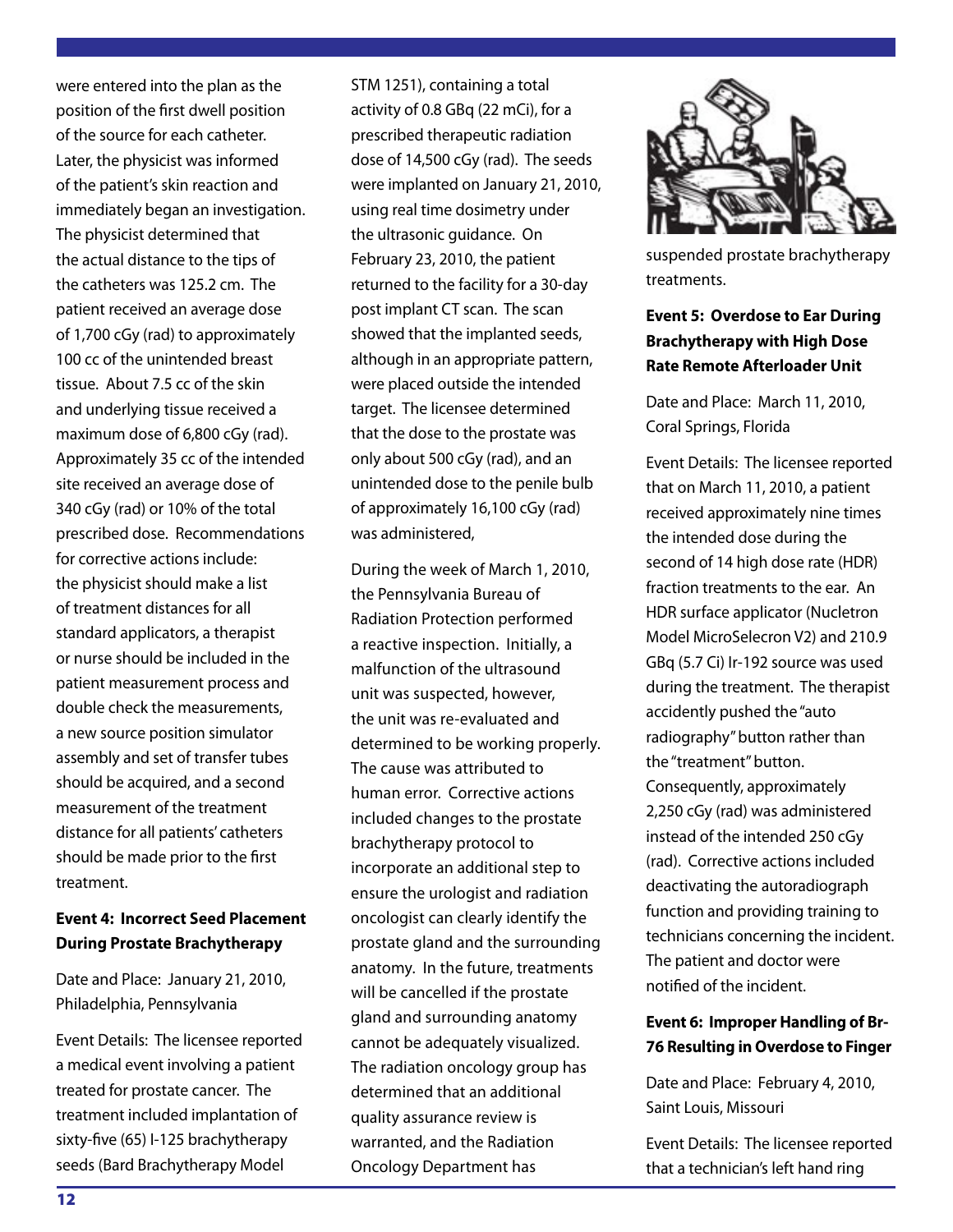were entered into the plan as the position of the first dwell position of the source for each catheter. Later, the physicist was informed of the patient's skin reaction and immediately began an investigation. The physicist determined that the actual distance to the tips of the catheters was 125.2 cm. The patient received an average dose of 1,700 cGy (rad) to approximately 100 cc of the unintended breast tissue. About 7.5 cc of the skin and underlying tissue received a maximum dose of 6,800 cGy (rad). Approximately 35 cc of the intended site received an average dose of 340 cGy (rad) or 10% of the total prescribed dose. Recommendations for corrective actions include: the physicist should make a list of treatment distances for all standard applicators, a therapist or nurse should be included in the patient measurement process and double check the measurements, a new source position simulator assembly and set of transfer tubes should be acquired, and a second measurement of the treatment distance for all patients' catheters should be made prior to the first treatment.

**Event 4: Incorrect Seed Placement During Prostate Brachytherapy**

Date and Place: January 21, 2010, Philadelphia, Pennsylvania

Event Details: The licensee reported a medical event involving a patient treated for prostate cancer. The treatment included implantation of sixty-five (65) I-125 brachytherapy seeds (Bard Brachytherapy Model STM 1251), containing a total activity of 0.8 GBq (22 mCi), for a prescribed therapeutic radiation dose of 14,500 cGy (rad). The seeds were implanted on January 21, 2010, using real time dosimetry under the ultrasonic guidance. On February 23, 2010, the patient returned to the facility for a 30-day post implant CT scan. The scan showed that the implanted seeds, although in an appropriate pattern, were placed outside the intended target. The licensee determined that the dose to the prostate was only about 500 cGy (rad), and an unintended dose to the penile bulb of approximately 16,100 cGy (rad) was administered,

During the week of March 1, 2010, the Pennsylvania Bureau of Radiation Protection performed a reactive inspection. Initially, a malfunction of the ultrasound unit was suspected, however, the unit was re-evaluated and determined to be working properly. The cause was attributed to human error. Corrective actions included changes to the prostate brachytherapy protocol to incorporate an additional step to ensure the urologist and radiation oncologist can clearly identify the prostate gland and the surrounding anatomy. In the future, treatments will be cancelled if the prostate gland and surrounding anatomy cannot be adequately visualized. The radiation oncology group has determined that an additional quality assurance review is warranted, and the Radiation Oncology Department has suspended prostate brachytherapy treatments.

**Event 5: Overdose to Ear During Brachytherapy with High Dose Rate Remote Afterloader Unit**

Date and Place: March 11, 2010, Coral Springs, Florida

Event Details: The licensee reported that on March 11, 2010, a patient received approximately nine times the intended dose during the second of 14 high dose rate (HDR) fraction treatments to the ear. An HDR surface applicator (Nucletron Model MicroSelecron V2) and 210.9 GBq (5.7 Ci) Ir-192 source was used during the treatment. The therapist accidently pushed the "auto radiography" button rather than the "treatment" button. Consequently, approximately 2,250 cGy (rad) was administered instead of the intended 250 cGy (rad). Corrective actions included deactivating the autoradiograph function and providing training to technicians concerning the incident. The patient and doctor were notified of the incident.

**Event 6: Improper Handling of Br-76 Resulting in Overdose to Finger**

Date and Place: February 4, 2010, Saint Louis, Missouri

Event Details: The licensee reported that a technician's left hand ring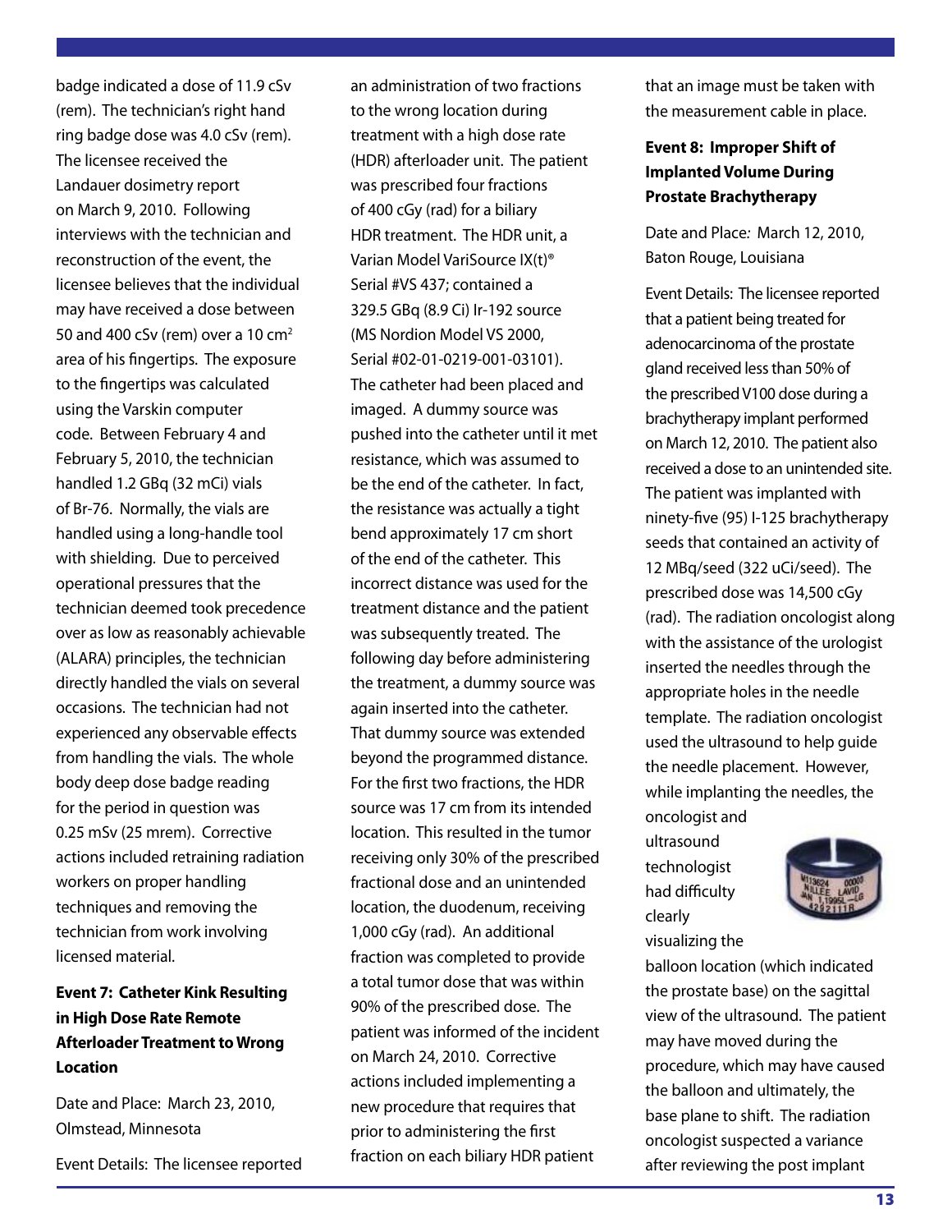badge indicated a dose of 11.9 cSv (rem). The technician's right hand ring badge dose was 4.0 cSv (rem). The licensee received the Landauer dosimetry report on March 9, 2010. Following interviews with the technician and reconstruction of the event, the licensee believes that the individual may have received a dose between 50 and 400 cSv (rem) over a 10 $cm^2$ area of his fingertips. The exposure to the fingertips was calculated using the Varskin computer code. Between February 4 and February 5, 2010, the technician handled 1.2 GBq (32 mCi) vials of Br-76. Normally, the vials are handled using a long-handle tool with shielding. Due to perceived operational pressures that the technician deemed took precedence over as low as reasonably achievable (ALARA) principles, the technician directly handled the vials on several occasions. The technician had not experienced any observable effects from handling the vials. The whole body deep dose badge reading for the period in question was 0.25 mSv (25 mrem). Corrective actions included retraining radiation workers on proper handling techniques and removing the technician from work involving licensed material.

**Event 7: Catheter Kink Resulting in High Dose Rate Remote Afterloader Treatment to Wrong Location**

Date and Place: March 23, 2010, Olmstead, Minnesota

Event Details: The licensee reported an administration of two fractions to the wrong location during treatment with a high dose rate (HDR) afterloader unit. The patient was prescribed four fractions of 400 cGy (rad) for a biliary HDR treatment. The HDR unit, a Varian Model VariSource IX(t)® Serial #VS 437; contained a 329.5 GBq (8.9 Ci) Ir-192 source (MS Nordion Model VS 2000, Serial #02-01-0219-001-03101). The catheter had been placed and imaged. A dummy source was pushed into the catheter until it met resistance, which was assumed to be the end of the catheter. In fact, the resistance was actually a tight bend approximately 17 cm short of the end of the catheter. This incorrect distance was used for the treatment distance and the patient was subsequently treated. The following day before administering the treatment, a dummy source was again inserted into the catheter. That dummy source was extended beyond the programmed distance. For the first two fractions, the HDR source was 17 cm from its intended location. This resulted in the tumor receiving only 30% of the prescribed fractional dose and an unintended location, the duodenum, receiving 1,000 cGy (rad). An additional fraction was completed to provide a total tumor dose that was within 90% of the prescribed dose. The patient was informed of the incident on March 24, 2010. Corrective actions included implementing a new procedure that requires that prior to administering the first fraction on each biliary HDR patient that an image must be taken with the measurement cable in place.

**Event 8: Improper Shift of Implanted Volume During Prostate Brachytherapy**

Date and Place: March 12, 2010, Baton Rouge, Louisiana

Event Details: The licensee reported that a patient being treated for adenocarcinoma of the prostate gland received less than 50% of the prescribed V100 dose during a brachytherapy implant performed on March 12, 2010. The patient also received a dose to an unintended site. The patient was implanted with ninety-five (95) I-125 brachytherapy seeds that contained an activity of 12 MBq/seed (322 uCi/seed). The prescribed dose was 14,500 cGy (rad). The radiation oncologist along with the assistance of the urologist inserted the needles through the appropriate holes in the needle template. The radiation oncologist used the ultrasound to help guide the needle placement. However, while implanting the needles, the oncologist and ultrasound technologist had difficulty clearly visualizing the balloon location (which indicated the prostate base) on the sagittal view of the ultrasound. The patient may have moved during the procedure, which may have caused the balloon and ultimately, the base plane to shift. The radiation oncologist suspected a variance after reviewing the post implant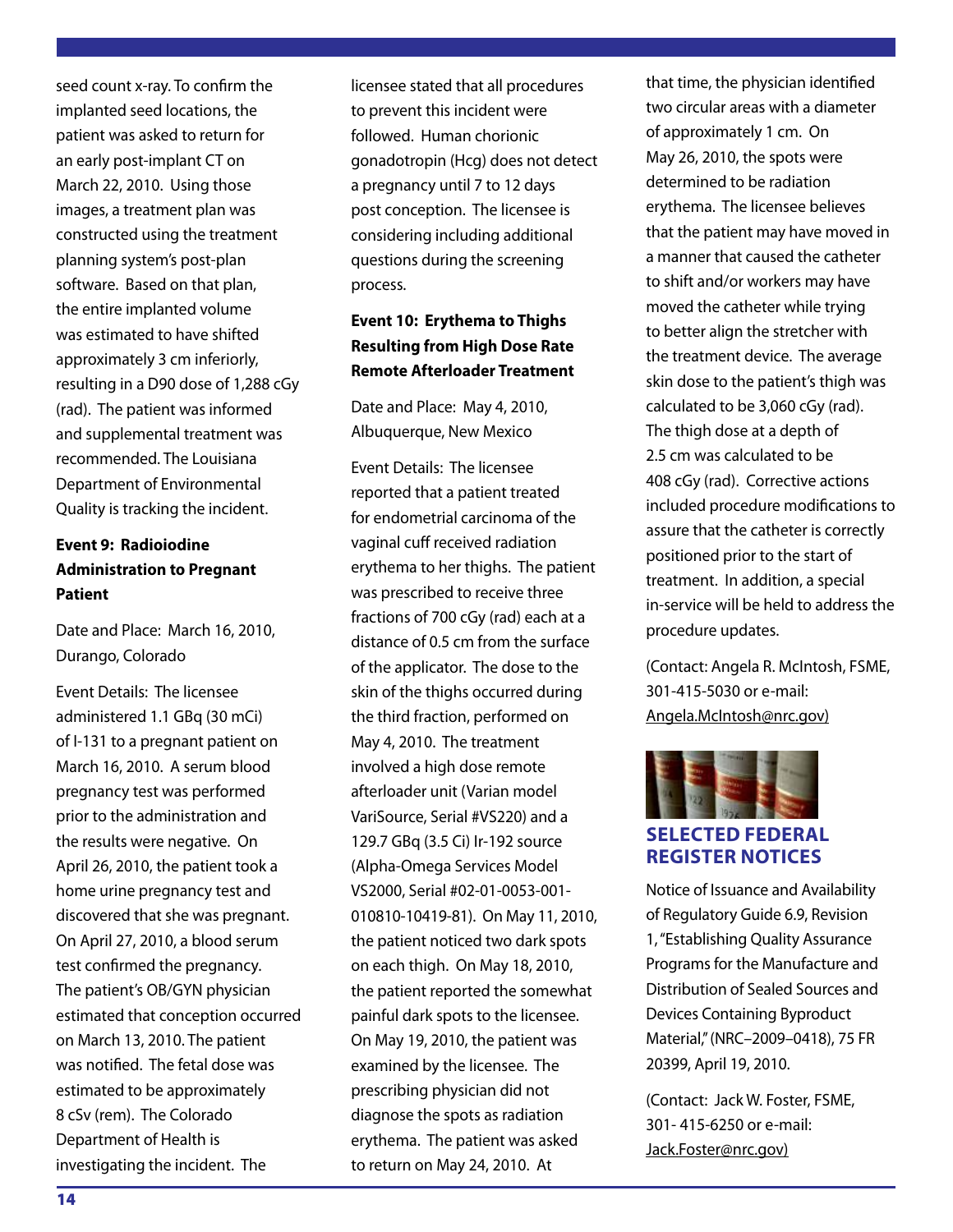seed count x-ray. To confirm the implanted seed locations, the patient was asked to return for an early post-implant CT on March 22, 2010. Using those images, a treatment plan was constructed using the treatment planning system's post-plan software. Based on that plan, the entire implanted volume was estimated to have shifted approximately 3 cm inferiorly, resulting in a D90 dose of 1,288 cGy (rad). The patient was informed and supplemental treatment was recommended. The Louisiana Department of Environmental Quality is tracking the incident.

### Event 9: Radioiodine Administration to Pregnant Patient

Date and Place: March 16, 2010, Durango, Colorado

Event Details: The licensee administered 1.1 GBq (30 mCi) of I-131 to a pregnant patient on March 16, 2010. A serum blood pregnancy test was performed prior to the administration and the results were negative. On April 26, 2010, the patient took a home urine pregnancy test and discovered that she was pregnant. On April 27, 2010, a blood serum test confirmed the pregnancy. The patient's OB/GYN physician estimated that conception occurred on March 13, 2010. The patient was notified. The fetal dose was estimated to be approximately 8 cSv (rem). The Colorado Department of Health is investigating the incident. The licensee stated that all procedures to prevent this incident were followed. Human chorionic gonadotropin (Hcg) does not detect a pregnancy until 7 to 12 days post conception. The licensee is considering including additional questions during the screening process.

### Event 10: Erythema to Thighs Resulting from High Dose Rate Remote Afterloader Treatment

Date and Place: May 4, 2010, Albuquerque, New Mexico

Event Details: The licensee reported that a patient treated for endometrial carcinoma of the vaginal cuff received radiation erythema to her thighs. The patient was prescribed to receive three fractions of 700 cGy (rad) each at a distance of 0.5 cm from the surface of the applicator. The dose to the skin of the thighs occurred during the third fraction, performed on May 4, 2010. The treatment involved a high dose remote afterloader unit (Varian model VariSource, Serial #VS220) and a 129.7 GBq (3.5 Ci) Ir-192 source (Alpha-Omega Services Model VS2000, Serial #02-01-0053-001-010810-10419-81). On May 11, 2010, the patient noticed two dark spots on each thigh. On May 18, 2010, the patient reported the somewhat painful dark spots to the licensee. On May 19, 2010, the patient was examined by the licensee. The prescribing physician did not diagnose the spots as radiation erythema. The patient was asked to return on May 24, 2010. At that time, the physician identified two circular areas with a diameter of approximately 1 cm. On May 26, 2010, the spots were determined to be radiation erythema. The licensee believes that the patient may have moved in a manner that caused the catheter to shift and/or workers may have moved the catheter while trying to better align the stretcher with the treatment device. The average skin dose to the patient's thigh was calculated to be 3,060 cGy (rad). The thigh dose at a depth of 2.5 cm was calculated to be 408 cGy (rad). Corrective actions included procedure modifications to assure that the catheter is correctly positioned prior to the start of treatment. In addition, a special in-service will be held to address the procedure updates.

(Contact: Angela R. McIntosh, FSME, 301-415-5030 or e-mail: Angela.McIntosh@nrc.gov)

## SELECTED FEDERAL REGISTER NOTICES

Notice of Issuance and Availability of Regulatory Guide 6.9, Revision 1, "Establishing Quality Assurance Programs for the Manufacture and Distribution of Sealed Sources and Devices Containing Byproduct Material," (NRC–2009–0418), 75 FR 20399, April 19, 2010.

(Contact: Jack W. Foster, FSME, 301- 415-6250 or e-mail: Jack.Foster@nrc.gov)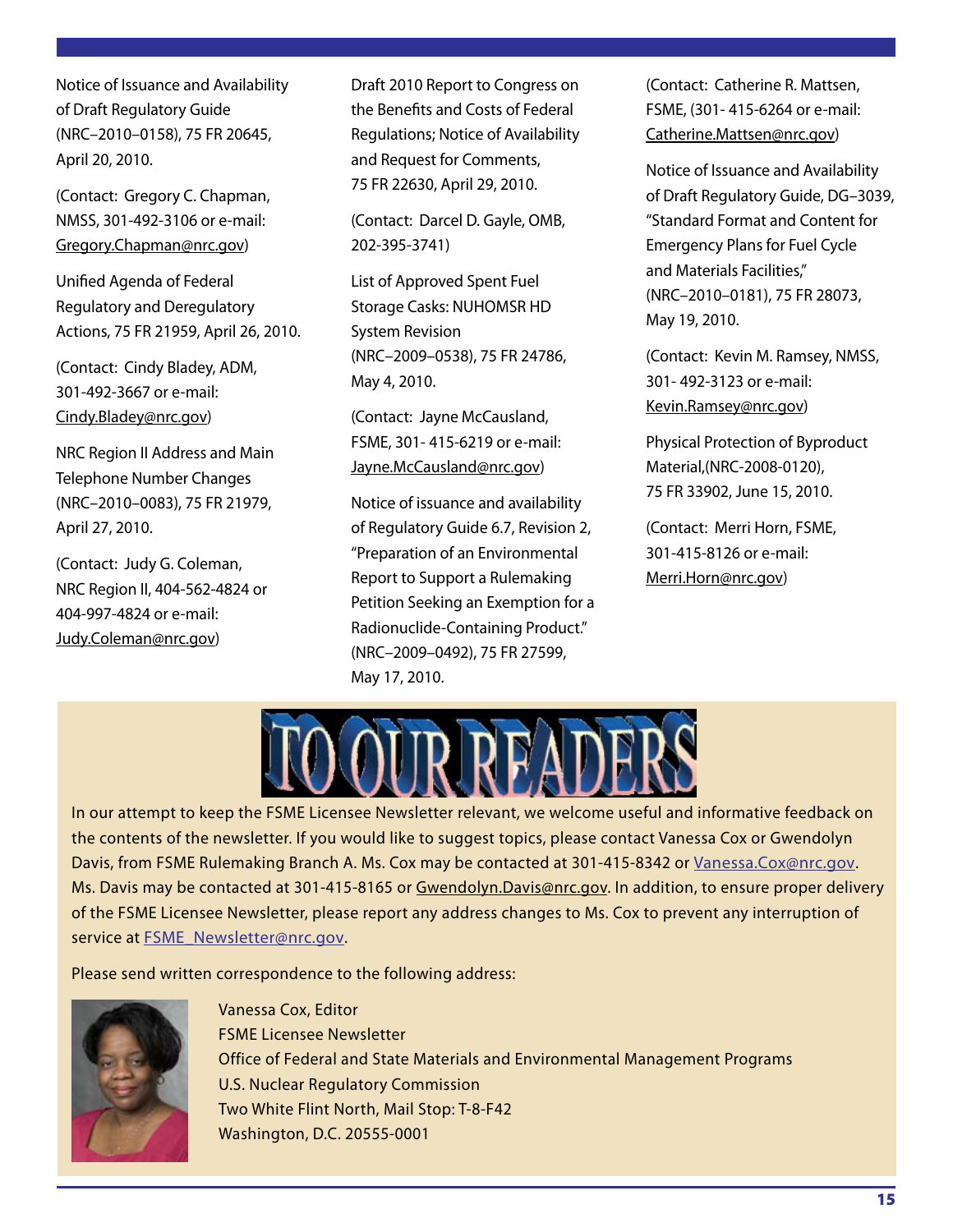Notice of Issuance and Availability of Draft Regulatory Guide (NRC–2010–0158), 75 FR 20645, April 20, 2010.

(Contact: Gregory C. Chapman, NMSS, 301-492-3106 or e-mail: Gregory.Chapman@nrc.gov)

Unified Agenda of Federal Regulatory and Deregulatory Actions, 75 FR 21959, April 26, 2010.

(Contact: Cindy Bladey, ADM, 301-492-3667 or e-mail: Cindy.Bladey@nrc.gov)

NRC Region II Address and Main Telephone Number Changes (NRC–2010–0083), 75 FR 21979, April 27, 2010.

(Contact: Judy G. Coleman, NRC Region II, 404-562-4824 or 404-997-4824 or e-mail: Judy.Coleman@nrc.gov)

Draft 2010 Report to Congress on the Benefits and Costs of Federal Regulations; Notice of Availability and Request for Comments, 75 FR 22630, April 29, 2010.

(Contact: Darcel D. Gayle, OMB, 202-395-3741)

List of Approved Spent Fuel Storage Casks: NUHOMSR HD System Revision (NRC–2009–0538), 75 FR 24786, May 4, 2010.

(Contact: Jayne McCausland, FSME, 301- 415-6219 or e-mail: Jayne.McCausland@nrc.gov)

Notice of issuance and availability of Regulatory Guide 6.7, Revision 2, "Preparation of an Environmental Report to Support a Rulemaking Petition Seeking an Exemption for a Radionuclide-Containing Product." (NRC–2009–0492), 75 FR 27599, May 17, 2010.

(Contact: Catherine R. Mattsen, FSME, (301- 415-6264 or e-mail: Catherine.Mattsen@nrc.gov)

Notice of Issuance and Availability of Draft Regulatory Guide, DG–3039, "Standard Format and Content for Emergency Plans for Fuel Cycle and Materials Facilities," (NRC–2010–0181), 75 FR 28073, May 19, 2010.

(Contact: Kevin M. Ramsey, NMSS, 301- 492-3123 or e-mail: Kevin.Ramsey@nrc.gov)

Physical Protection of Byproduct Material,(NRC-2008-0120), 75 FR 33902, June 15, 2010.

(Contact: Merri Horn, FSME, 301-415-8126 or e-mail: Merri.Horn@nrc.gov)

# TO OUR READERS

In our attempt to keep the FSME Licensee Newsletter relevant, we welcome useful and informative feedback on the contents of the newsletter. If you would like to suggest topics, please contact Vanessa Cox or Gwendolyn Davis, from FSME Rulemaking Branch A. Ms. Cox may be contacted at 301-415-8342 or Vanessa.Cox@nrc.gov. Ms. Davis may be contacted at 301-415-8165 or Gwendolyn.Davis@nrc.gov. In addition, to ensure proper delivery of the FSME Licensee Newsletter, please report any address changes to Ms. Cox to prevent any interruption of service at FSME_Newsletter@nrc.gov.

Please send written correspondence to the following address:

Vanessa Cox, Editor
FSME Licensee Newsletter
Office of Federal and State Materials and Environmental Management Programs
U.S. Nuclear Regulatory Commission
Two White Flint North, Mail Stop: T-8-F42
Washington, D.C. 20555-0001